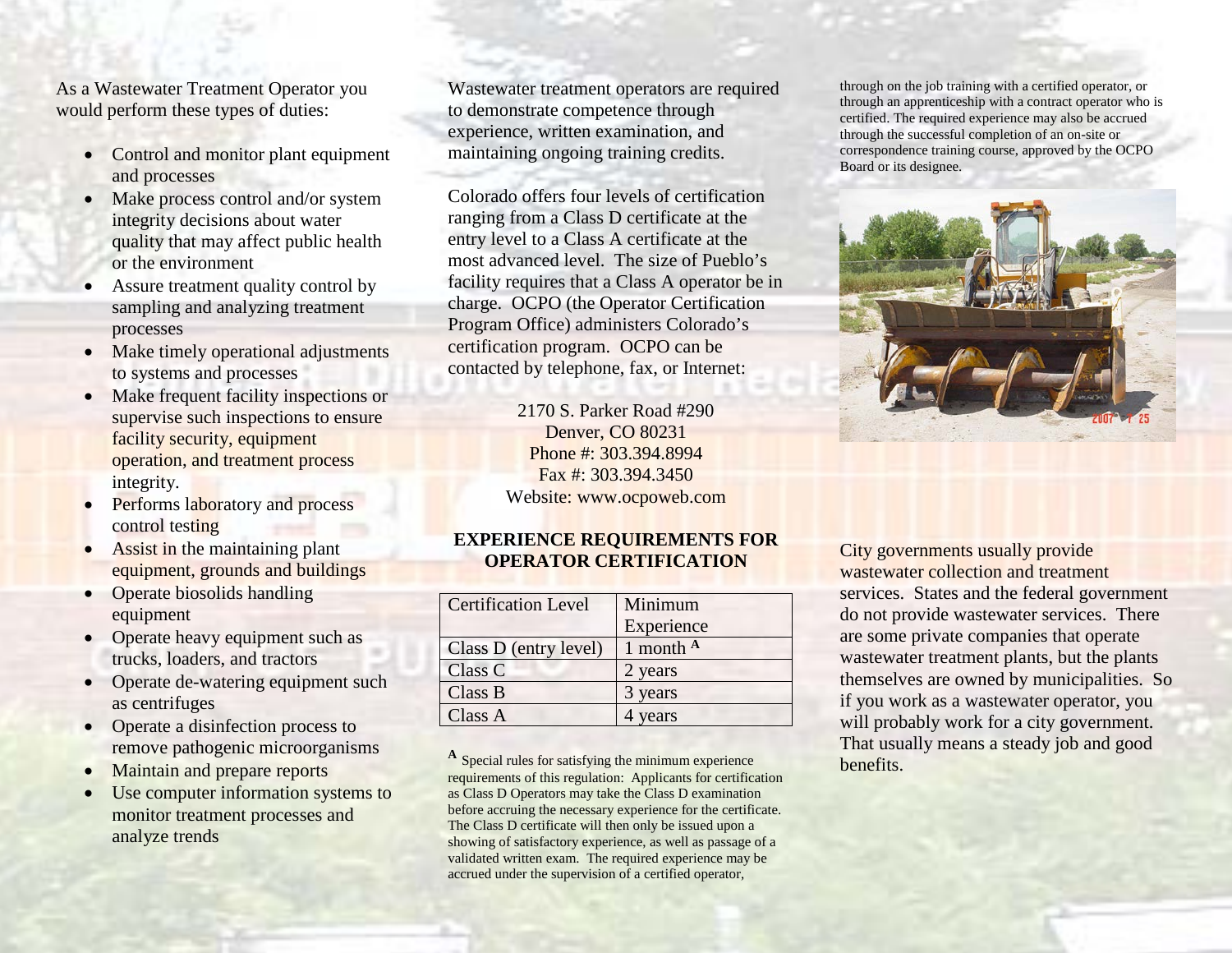As a Wastewater Treatment Operator you would perform these types of duties:

- Control and monitor plant equipment and processes
- Make process control and/or system integrity decisions about water quality that may affect public health or the environment
- Assure treatment quality control by sampling and analyzing treatment processes
- Make timely operational adjustments to systems and processes
- Make frequent facility inspections or supervise such inspections to ensure facility security, equipment operation, and treatment process integrity.
- Performs laboratory and process control testing
- Assist in the maintaining plant equipment, grounds and buildings
- Operate biosolids handling equipment
- Operate heavy equipment such as trucks, loaders, and tractors
- Operate de-watering equipment such as centrifuges
- Operate a disinfection process to remove pathogenic microorganisms
- Maintain and prepare reports
- Use computer information systems to monitor treatment processes and analyze trends

Wastewater treatment operators are required to demonstrate competence through experience, written examination, and maintaining ongoing training credits.

Colorado offers four levels of certification ranging from a Class D certificate at the entry level to a Class A certificate at the most advanced level. The size of Pueblo's facility requires that a Class A operator be in charge. OCPO (the Operator Certification Program Office) administers Colorado's certification program. OCPO can be contacted by telephone, fax, or Internet:

2170 S. Parker Road #290
Denver, CO 80231
Phone #: 303.394.8994
Fax #: 303.394.3450
Website: www.ocpoweb.com

## EXPERIENCE REQUIREMENTS FOR OPERATOR CERTIFICATION

| Certification Level | Minimum Experience |
|---|---|
| Class D (entry level) | 1 month [A] |
| Class C | 2 years |
| Class B | 3 years |
| Class A | 4 years |

[A] Special rules for satisfying the minimum experience requirements of this regulation: Applicants for certification as Class D Operators may take the Class D examination before accruing the necessary experience for the certificate. The Class D certificate will then only be issued upon a showing of satisfactory experience, as well as passage of a validated written exam. The required experience may be accrued under the supervision of a certified operator, through on the job training with a certified operator, or through an apprenticeship with a contract operator who is certified. The required experience may also be accrued through the successful completion of an on-site or correspondence training course, approved by the OCPO Board or its designee.

City governments usually provide wastewater collection and treatment services. States and the federal government do not provide wastewater services. There are some private companies that operate wastewater treatment plants, but the plants themselves are owned by municipalities. So if you work as a wastewater operator, you will probably work for a city government. That usually means a steady job and good benefits.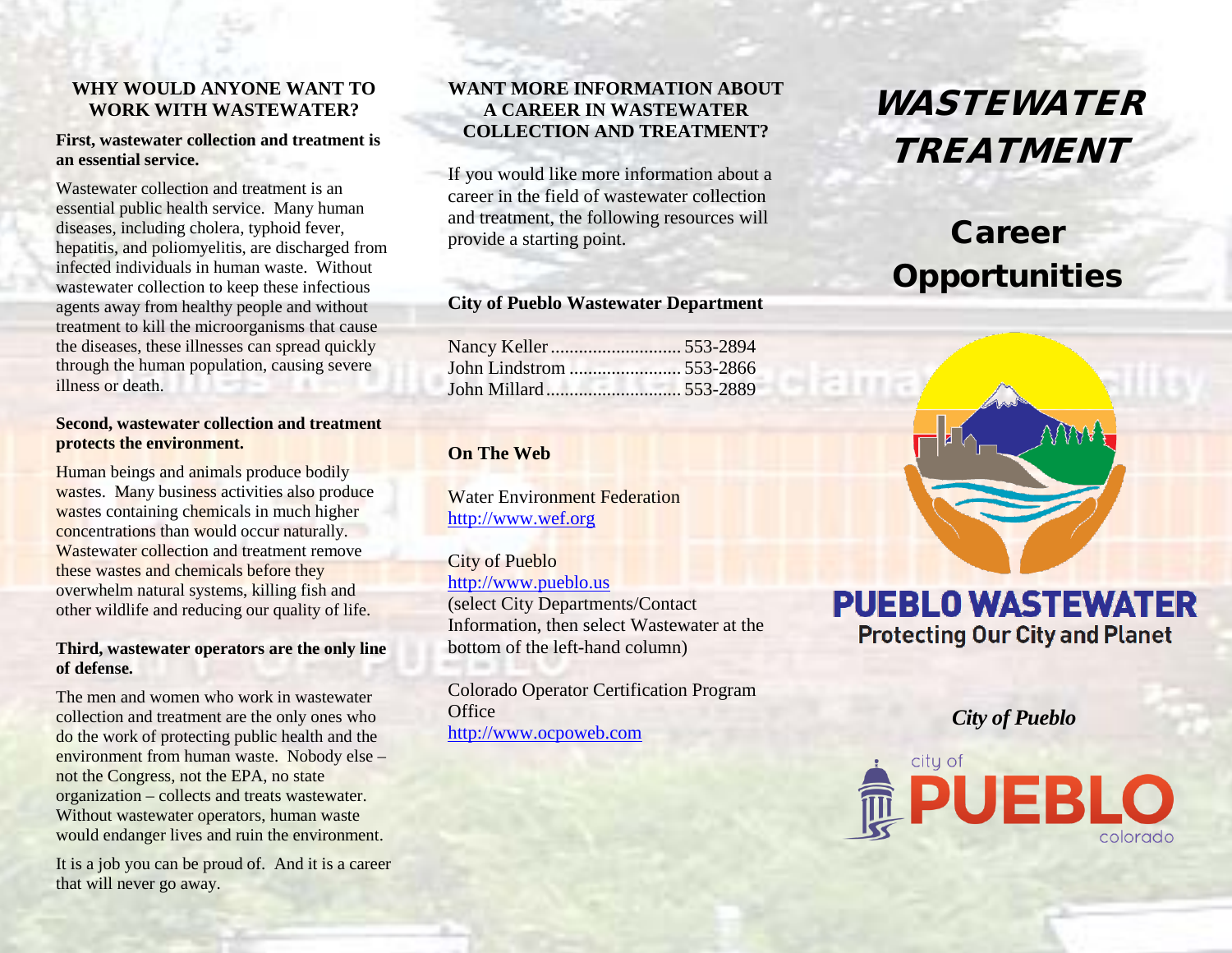## WHY WOULD ANYONE WANT TO WORK WITH WASTEWATER?

**First, wastewater collection and treatment is an essential service.**

Wastewater collection and treatment is an essential public health service. Many human diseases, including cholera, typhoid fever, hepatitis, and poliomyelitis, are discharged from infected individuals in human waste. Without wastewater collection to keep these infectious agents away from healthy people and without treatment to kill the microorganisms that cause the diseases, these illnesses can spread quickly through the human population, causing severe illness or death.

**Second, wastewater collection and treatment protects the environment.**

Human beings and animals produce bodily wastes. Many business activities also produce wastes containing chemicals in much higher concentrations than would occur naturally. Wastewater collection and treatment remove these wastes and chemicals before they overwhelm natural systems, killing fish and other wildlife and reducing our quality of life.

**Third, wastewater operators are the only line of defense.**

The men and women who work in wastewater collection and treatment are the only ones who do the work of protecting public health and the environment from human waste. Nobody else – not the Congress, not the EPA, no state organization – collects and treats wastewater. Without wastewater operators, human waste would endanger lives and ruin the environment.

It is a job you can be proud of. And it is a career that will never go away.

## WANT MORE INFORMATION ABOUT A CAREER IN WASTEWATER COLLECTION AND TREATMENT?

If you would like more information about a career in the field of wastewater collection and treatment, the following resources will provide a starting point.

**City of Pueblo Wastewater Department**

Nancy Keller ............................ 553-2894
John Lindstrom ........................ 553-2866
John Millard ............................ 553-2889

**On The Web**

Water Environment Federation
http://www.wef.org

City of Pueblo
http://www.pueblo.us
(select City Departments/Contact Information, then select Wastewater at the bottom of the left-hand column)

Colorado Operator Certification Program Office
http://www.ocpoweb.com

# WASTEWATER TREATMENT

## Career Opportunities

**PUEBLO WASTEWATER**
Protecting Our City and Planet

*City of Pueblo*

city of PUEBLO colorado